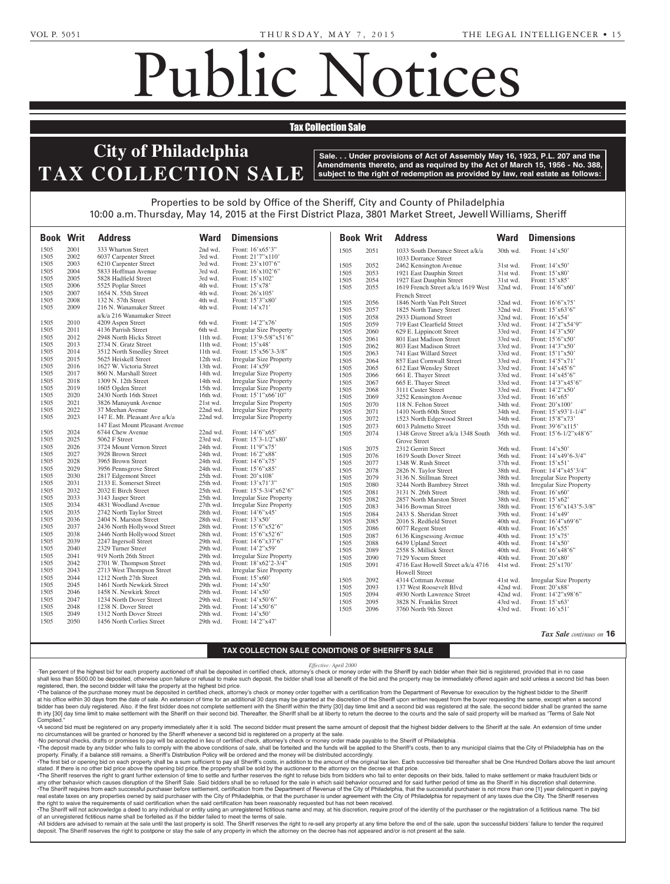# Public Notices

## Tax Collection Sale

## City of Philadelphia TAX COLLECTION SALE

**Sale. . . Under provisions of Act of Assembly May 16, 1923, P.L. 207 and the Amendments thereto, and as required by the Act of March 15, 1956 - No. 388, subject to the right of redemption as provided by law, real estate as follows:**

Properties to be sold by Office of the Sheriff, City and County of Philadelphia
10:00 a.m. Thursday, May 14, 2015 at the First District Plaza, 3801 Market Street, Jewell Williams, Sheriff

| Book | Writ | Address | Ward | Dimensions |
|---|---|---|---|---|
| 1505 | 2001 | 333 Wharton Street | 2nd wd. | Front: 16'x65'3" |
| 1505 | 2002 | 6037 Carpenter Street | 3rd wd. | Front: 21'7"x110' |
| 1505 | 2003 | 6210 Carpenter Street | 3rd wd. | Front: 23'x107'6" |
| 1505 | 2004 | 5833 Hoffman Avenue | 3rd wd. | Front: 16'x102'6" |
| 1505 | 2005 | 5828 Hadfield Street | 3rd wd. | Front: 15'x102' |
| 1505 | 2006 | 5525 Poplar Street | 4th wd. | Front: 15'x78' |
| 1505 | 2007 | 1654 N. 55th Street | 4th wd. | Front: 26'x105' |
| 1505 | 2008 | 132 N. 57th Street | 4th wd. | Front: 15'3"x80' |
| 1505 | 2009 | 216 N. Wanamaker Street a/k/a 216 Wanamaker Street | 4th wd. | Front: 14'x71' |
| 1505 | 2010 | 4209 Aspen Street | 6th wd. | Front: 14'2"x76' |
| 1505 | 2011 | 4136 Parrish Street | 6th wd. | Irregular Size Property |
| 1505 | 2012 | 2948 North Hicks Street | 11th wd. | Front: 13'9-5/8"x51'6" |
| 1505 | 2013 | 2734 N. Gratz Street | 11th wd. | Front: 15'x48' |
| 1505 | 2014 | 3512 North Smedley Street | 11th wd. | Front: 15'x56'3-3/8" |
| 1505 | 2015 | 5625 Heiskell Street | 12th wd. | Irregular Size Property |
| 1505 | 2016 | 1627 W. Victoria Street | 13th wd. | Front: 14'x59' |
| 1505 | 2017 | 860 N. Marshall Street | 14th wd. | Irregular Size Property |
| 1505 | 2018 | 1309 N. 12th Street | 14th wd. | Irregular Size Property |
| 1505 | 2019 | 1605 Ogden Street | 15th wd. | Irregular Size Property |
| 1505 | 2020 | 2430 North 16th Street | 16th wd. | Front: 15'1"x66'10" |
| 1505 | 2021 | 3826 Manayunk Avenue | 21st wd. | Irregular Size Property |
| 1505 | 2022 | 37 Meehan Avenue | 22nd wd. | Irregular Size Property |
| 1505 | 2023 | 147 E. Mt. Pleasant Ave a/k/a 147 East Mount Pleasant Avenue | 22nd wd. | Irregular Size Property |
| 1505 | 2024 | 6744 Chew Avenue | 22nd wd. | Front: 14'6"x65' |
| 1505 | 2025 | 5062 F Street | 23rd wd. | Front: 15'3-1/2"x80' |
| 1505 | 2026 | 3724 Mount Vernon Street | 24th wd. | Front: 11'9"x75' |
| 1505 | 2027 | 3928 Brown Street | 24th wd. | Front: 16'2"x88' |
| 1505 | 2028 | 3965 Brown Street | 24th wd. | Front: 14'6"x75' |
| 1505 | 2029 | 3956 Pennsgrove Street | 24th wd. | Front: 15'6"x85' |
| 1505 | 2030 | 2817 Edgemont Street | 25th wd. | Front: 20'x108' |
| 1505 | 2031 | 2133 E. Somerset Street | 25th wd. | Front: 13'x71'3" |
| 1505 | 2032 | 2032 E Birch Street | 25th wd. | Front: 15'5-3/4"x62'6" |
| 1505 | 2033 | 3143 Jasper Street | 25th wd. | Irregular Size Property |
| 1505 | 2034 | 4831 Woodland Avenue | 27th wd. | Irregular Size Property |
| 1505 | 2035 | 2742 North Taylor Street | 28th wd. | Front: 14'6"x45' |
| 1505 | 2036 | 2404 N. Marston Street | 28th wd. | Front: 13'x50' |
| 1505 | 2037 | 2436 North Hollywood Street | 28th wd. | Front: 15'6"x52'6" |
| 1505 | 2038 | 2446 North Hollywood Street | 28th wd. | Front: 15'6"x52'6" |
| 1505 | 2039 | 2247 Ingersoll Street | 29th wd. | Front: 14'6"x37'6" |
| 1505 | 2040 | 2329 Turner Street | 29th wd. | Front: 14'2"x59' |
| 1505 | 2041 | 919 North 26th Street | 29th wd. | Irregular Size Property |
| 1505 | 2042 | 2701 W. Thompson Street | 29th wd. | Front: 18'x62'2-3/4" |
| 1505 | 2043 | 2713 West Thompson Street | 29th wd. | Irregular Size Property |
| 1505 | 2044 | 1212 North 27th Street | 29th wd. | Front: 15'x60' |
| 1505 | 2045 | 1461 North Newkirk Street | 29th wd. | Front: 14'x50' |
| 1505 | 2046 | 1458 N. Newkirk Street | 29th wd. | Front: 14'x50' |
| 1505 | 2047 | 1234 North Dover Street | 29th wd. | Front: 14'x50'6" |
| 1505 | 2048 | 1238 N. Dover Street | 29th wd. | Front: 14'x50'6" |
| 1505 | 2049 | 1312 North Dover Street | 29th wd. | Front: 14'x50' |
| 1505 | 2050 | 1456 North Corlies Street | 29th wd. | Front: 14'2"x47' |
| 1505 | 2051 | 1033 South Dorrance Street a/k/a 1033 Dorrance Street | 30th wd. | Front: 14'x50' |
| 1505 | 2052 | 2462 Kensington Avenue | 31st wd. | Front: 14'x50' |
| 1505 | 2053 | 1921 East Dauphin Street | 31st wd. | Front: 15'x80' |
| 1505 | 2054 | 1927 East Dauphin Street | 31st wd. | Front: 15'x85' |
| 1505 | 2055 | 1619 French Street a/k/a 1619 West French Street | 32nd wd. | Front: 14'6"x60' |
| 1505 | 2056 | 1846 North Van Pelt Street | 32nd wd. | Front: 16'6"x75' |
| 1505 | 2057 | 1825 North Taney Street | 32nd wd. | Front: 15'x63'6" |
| 1505 | 2058 | 2933 Diamond Street | 32nd wd. | Front: 16'x54' |
| 1505 | 2059 | 719 East Clearfield Street | 33rd wd. | Front: 14'2"x54'9" |
| 1505 | 2060 | 629 E. Lippincott Street | 33rd wd. | Front: 14'3"x50' |
| 1505 | 2061 | 801 East Madison Street | 33rd wd. | Front: 15'6"x50' |
| 1505 | 2062 | 803 East Madison Street | 33rd wd. | Front: 14'3"x50' |
| 1505 | 2063 | 741 East Willard Street | 33rd wd. | Front: 15'1"x50' |
| 1505 | 2064 | 857 East Cornwall Street | 33rd wd. | Front: 14'5"x71' |
| 1505 | 2065 | 612 East Wensley Street | 33rd wd. | Front: 14'x45'6" |
| 1505 | 2066 | 661 E. Thayer Street | 33rd wd. | Front: 14'x45'6" |
| 1505 | 2067 | 665 E. Thayer Street | 33rd wd. | Front: 14'3"x45'6" |
| 1505 | 2068 | 3111 Custer Street | 33rd wd. | Front: 14'2"x50' |
| 1505 | 2069 | 3252 Kensington Avenue | 33rd wd. | Front: 16'x65' |
| 1505 | 2070 | 118 N. Felton Street | 34th wd. | Front: 20'x100' |
| 1505 | 2071 | 1410 North 60th Street | 34th wd. | Front: 15'x93'1-1/4" |
| 1505 | 2072 | 1523 North Edgewood Street | 34th wd. | Front: 15'8"x73' |
| 1505 | 2073 | 6013 Palmetto Street | 35th wd. | Front: 39'6"x115' |
| 1505 | 2074 | 1348 Grove Street a/k/a 1348 South Grove Street | 36th wd. | Front: 15'6-1/2"x48'6" |
| 1505 | 2075 | 2312 Gerritt Street | 36th wd. | Front: 14'x50' |
| 1505 | 2076 | 1619 South Dover Street | 36th wd. | Front: 14'x49'6-3/4" |
| 1505 | 2077 | 1348 W. Rush Street | 37th wd. | Front: 15'x51' |
| 1505 | 2078 | 2826 N. Taylor Street | 38th wd. | Front: 14'4"x45'3/4" |
| 1505 | 2079 | 3136 N. Stillman Street | 38th wd. | Irregular Size Property |
| 1505 | 2080 | 3244 North Bambrey Street | 38th wd. | Irregular Size Property |
| 1505 | 2081 | 3131 N. 26th Street | 38th wd. | Front: 16'x60' |
| 1505 | 2082 | 2857 North Marston Street | 38th wd. | Front: 15'x62' |
| 1505 | 2083 | 3416 Bowman Street | 38th wd. | Front: 15'6"x143'5-3/8" |
| 1505 | 2084 | 2433 S. Sheridan Street | 39th wd. | Front: 14'x49' |
| 1505 | 2085 | 2016 S. Redfield Street | 40th wd. | Front: 16'4"x69'6" |
| 1505 | 2086 | 6077 Regent Street | 40th wd. | Front: 16'x55' |
| 1505 | 2087 | 6136 Kingsessing Avenue | 40th wd. | Front: 15'x75' |
| 1505 | 2088 | 6439 Upland Street | 40th wd. | Front: 14'x50' |
| 1505 | 2089 | 2558 S. Millick Street | 40th wd. | Front: 16'x48'6" |
| 1505 | 2090 | 7129 Yocum Street | 40th wd. | Front: 20'x80' |
| 1505 | 2091 | 4716 East Howell Street a/k/a 4716 Howell Street | 41st wd. | Front: 25'x170' |
| 1505 | 2092 | 4314 Cottman Avenue | 41st wd. | Irregular Size Property |
| 1505 | 2093 | 137 West Roosevelt Blvd | 42nd wd. | Front: 20'x88' |
| 1505 | 2094 | 4930 North Lawrence Street | 42nd wd. | Front: 14'2"x98'6" |
| 1505 | 2095 | 3828 N. Franklin Street | 43rd wd. | Front: 15'x63' |
| 1505 | 2096 | 3760 North 9th Street | 43rd wd. | Front: 16'x51' |

*Tax Sale continues on* **16**

### TAX COLLECTION SALE CONDITIONS OF SHERIFF'S SALE

*Effective: April 2000*

·Ten percent of the highest bid for each property auctioned off shall be deposited in certified check, attorney's check or money order with the Sheriff by each bidder when their bid is registered, provided that in no case shall less than $500.00 be deposited, otherwise upon failure or refusal to make such deposit, the bidder shall lose all benefit of the bid and the property may be immediately offered again and sold unless a second bid has been registered, then, the second bidder will take the property at the highest bid price.

•The balance of the purchase money must be deposited in certified check, attorney's check or money order together with a certification from the Department of Revenue for execution by the highest bidder to the Sheriff at his office within 30 days from the date of sale. An extension of time for an additional 30 days may be granted at the discretion of the Sheriff upon written request from the buyer requesting the same, except when a second bidder has been duly registered. Also, if the first bidder does not complete settlement with the Sheriff within the thirty [30] day time limit and a second bid was registered at the sale, the second bidder shall be granted the same th irty [30] day time limit to make settlement with the Sheriff on their second bid. Thereafter, the Sheriff shall be at liberty to return the decree to the courts and the sale of said property will be marked as "Terms of Sale Not Complied."

•A second bid must be registered on any property immediately after it is sold. The second bidder must present the same amount of deposit that the highest bidder delivers to the Sheriff at the sale. An extension of time under no circumstances will be granted or honored by the Sheriff whenever a second bid is registered on a property at the sale.

·No personal checks, drafts or promises to pay will be accepted in lieu of certified check, attorney's check or money order made payable to the Sheriff of Philadelphia .

•The deposit made by any bidder who fails to comply with the above conditions of sale, shall be forteited and the funds will be applied to the Sheriff's costs, then to any municipal claims that the City of Philadelphia has on the property. Finally, if a balance still remains, a Sheriff's Distribution Policy will be ordered and the money will be distributed accordingly.

•The first bid or opening bid on each property shall be a sum sufficient to pay all Sheriff's costs, in addition to the amount of the original tax lien. Each successive bid thereafter shall be One Hundred Dollars above the last amount stated. If there is no other bid price above the opening bid price, the property shall be sold by the auctioneer to the attorney on the decree at that price.

•The Sheriff reserves the right to grant further extension of time to settle and further reserves the right to refuse bids from bidders who fail to enter deposits on their bids, failed to make settlement or make fraudulent bids or any other behavior which causes disruption of the Sheriff Sale. Said bidders shall be so refused for the sale in which said behavior occurred and for said further period of time as the Sheriff in his discretion shall determine.

•The Sheriff requires from each successful purchaser before settlement, certification from the Department of Revenue of the City of Philadelphia, that the successful purchaser is not more than one [1] year delinquent in paying real estate taxes on any properties owned by said purchaser with the City of Philadelphia, or that the purchaser is under agreement with the City of Philadelphia for repayment of any taxes due the City. The Sheriff reserves the right to waive the requirements of said certification when the said certification has been reasonably requested but has not been received.

•The Sheriff will not acknowledge a deed to any individual or entity using an unregistered fictitious name and may, at his discretion, require proof of the identity of the purchaser or the registration of a fictitious name. The bid of an unregistered fictitious name shall be forfeited as if the bidder failed to meet the terms of sale.

·All bidders are advised to remain at the sale until the last property is sold. The Sheriff reserves the right to re-sell any property at any time before the end of the sale, upon the successful bidders' failure to tender the required deposit. The Sheriff reserves the right to postpone or stay the sale of any property in which the attorney on the decree has not appeared and/or is not present at the sale.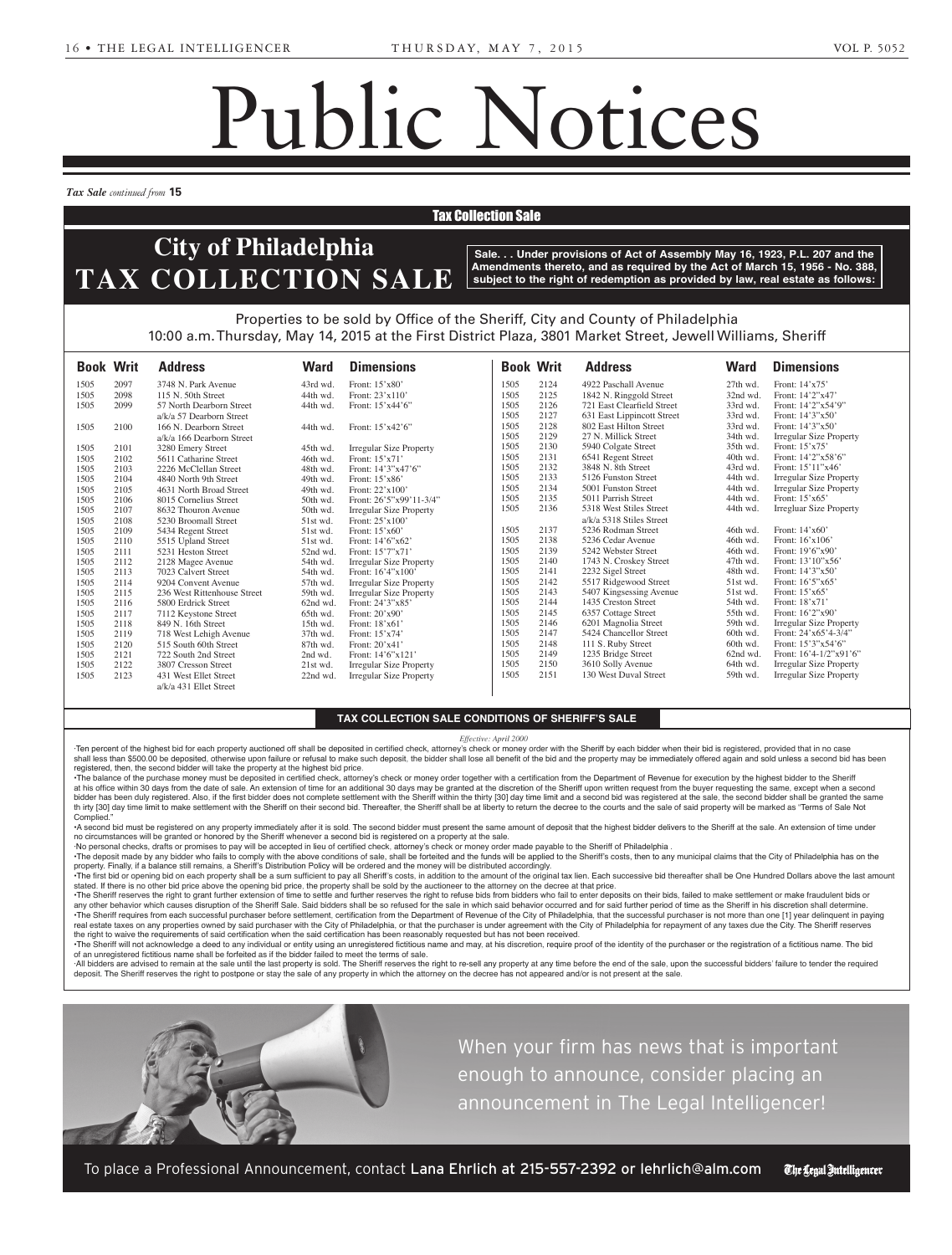# Public Notices

*Tax Sale continued from* **15**

## Tax Collection Sale

## City of Philadelphia TAX COLLECTION SALE

**Sale. . . Under provisions of Act of Assembly May 16, 1923, P.L. 207 and the Amendments thereto, and as required by the Act of March 15, 1956 - No. 388, subject to the right of redemption as provided by law, real estate as follows:**

Properties to be sold by Office of the Sheriff, City and County of Philadelphia
10:00 a.m. Thursday, May 14, 2015 at the First District Plaza, 3801 Market Street, Jewell Williams, Sheriff

| Book | Writ | Address | Ward | Dimensions |
|---|---|---|---|---|
| 1505 | 2097 | 3748 N. Park Avenue | 43rd wd. | Front: 15'x80' |
| 1505 | 2098 | 115 N. 50th Street | 44th wd. | Front: 23'x110' |
| 1505 | 2099 | 57 North Dearborn Street a/k/a 57 Dearborn Street | 44th wd. | Front: 15'x44'6" |
| 1505 | 2100 | 166 N. Dearborn Street a/k/a 166 Dearborn Street | 44th wd. | Front: 15'x42'6" |
| 1505 | 2101 | 3280 Emery Street | 45th wd. | Irregular Size Property |
| 1505 | 2102 | 5611 Catharine Street | 46th wd. | Front: 15'x71' |
| 1505 | 2103 | 2226 McClellan Street | 48th wd. | Front: 14'3"x47'6" |
| 1505 | 2104 | 4840 North 9th Street | 49th wd. | Front: 15'x86' |
| 1505 | 2105 | 4631 North Broad Street | 49th wd. | Front: 22'x100' |
| 1505 | 2106 | 8015 Cornelius Street | 50th wd. | Front: 26'5"x99'11-3/4" |
| 1505 | 2107 | 8632 Thouron Avenue | 50th wd. | Irregular Size Property |
| 1505 | 2108 | 5230 Broomall Street | 51st wd. | Front: 25'x100' |
| 1505 | 2109 | 5434 Regent Street | 51st wd. | Front: 15'x60' |
| 1505 | 2110 | 5515 Upland Street | 51st wd. | Front: 14'6"x62' |
| 1505 | 2111 | 5231 Heston Street | 52nd wd. | Front: 15'7"x71' |
| 1505 | 2112 | 2128 Magee Avenue | 54th wd. | Irregular Size Property |
| 1505 | 2113 | 7023 Calvert Street | 54th wd. | Front: 16'4"x100' |
| 1505 | 2114 | 9204 Convent Avenue | 57th wd. | Irregular Size Property |
| 1505 | 2115 | 236 West Rittenhouse Street | 59th wd. | Irregular Size Property |
| 1505 | 2116 | 5800 Erdrick Street | 62nd wd. | Front: 24'3"x85' |
| 1505 | 2117 | 7112 Keystone Street | 65th wd. | Front: 20'x90' |
| 1505 | 2118 | 849 N. 16th Street | 15th wd. | Front: 18'x61' |
| 1505 | 2119 | 718 West Lehigh Avenue | 37th wd. | Front: 15'x74' |
| 1505 | 2120 | 515 South 60th Street | 87th wd. | Front: 20'x41' |
| 1505 | 2121 | 722 South 2nd Street | 2nd wd. | Front: 14'6"x121' |
| 1505 | 2122 | 3807 Cresson Street | 21st wd. | Irregular Size Property |
| 1505 | 2123 | 431 West Ellet Street a/k/a 431 Ellet Street | 22nd wd. | Irregular Size Property |
| 1505 | 2124 | 4922 Paschall Avenue | 27th wd. | Front: 14'x75' |
| 1505 | 2125 | 1842 N. Ringgold Street | 32nd wd. | Front: 14'2"x47' |
| 1505 | 2126 | 721 East Clearfield Street | 33rd wd. | Front: 14'2"x54'9" |
| 1505 | 2127 | 631 East Lippincott Street | 33rd wd. | Front: 14'3"x50' |
| 1505 | 2128 | 802 East Hilton Street | 33rd wd. | Front: 14'3"x50' |
| 1505 | 2129 | 27 N. Millick Street | 34th wd. | Irregular Size Property |
| 1505 | 2130 | 5940 Colgate Street | 35th wd. | Front: 15'x75' |
| 1505 | 2131 | 6541 Regent Street | 40th wd. | Front: 14'2"x58'6" |
| 1505 | 2132 | 3848 N. 8th Street | 43rd wd. | Front: 15'11"x46' |
| 1505 | 2133 | 5126 Funston Street | 44th wd. | Irregular Size Property |
| 1505 | 2134 | 5001 Funston Street | 44th wd. | Irregular Size Property |
| 1505 | 2135 | 5011 Parrish Street | 44th wd. | Front: 15'x65' |
| 1505 | 2136 | 5318 West Stiles Street a/k/a 5318 Stiles Street | 44th wd. | Irregluar Size Property |
| 1505 | 2137 | 5236 Rodman Street | 46th wd. | Front: 14'x60' |
| 1505 | 2138 | 5236 Cedar Avenue | 46th wd. | Front: 16'x106' |
| 1505 | 2139 | 5242 Webster Street | 46th wd. | Front: 19'6"x90' |
| 1505 | 2140 | 1743 N. Croskey Street | 47th wd. | Front: 13'10"x56' |
| 1505 | 2141 | 2232 Sigel Street | 48th wd. | Front: 14'3"x50' |
| 1505 | 2142 | 5517 Ridgewood Street | 51st wd. | Front: 16'5"x65' |
| 1505 | 2143 | 5407 Kingsessing Avenue | 51st wd. | Front: 15'x65' |
| 1505 | 2144 | 1435 Creston Street | 54th wd. | Front: 18'x71' |
| 1505 | 2145 | 6357 Cottage Street | 55th wd. | Front: 16'2"x90' |
| 1505 | 2146 | 6201 Magnolia Street | 59th wd. | Irregular Size Property |
| 1505 | 2147 | 5424 Chancellor Street | 60th wd. | Front: 24'x65'4-3/4" |
| 1505 | 2148 | 111 S. Ruby Street | 60th wd. | Front: 15'3"x54'6" |
| 1505 | 2149 | 1235 Bridge Street | 62nd wd. | Front: 16'4-1/2"x91'6" |
| 1505 | 2150 | 3610 Solly Avenue | 64th wd. | Irregular Size Property |
| 1505 | 2151 | 130 West Duval Street | 59th wd. | Irregular Size Property |

### TAX COLLECTION SALE CONDITIONS OF SHERIFF'S SALE

*Effective: April 2000*

·Ten percent of the highest bid for each property auctioned off shall be deposited in certified check, attorney's check or money order with the Sheriff by each bidder when their bid is registered, provided that in no case shall less than $500.00 be deposited, otherwise upon failure or refusal to make such deposit, the bidder shall lose all benefit of the bid and the property may be immediately offered again and sold unless a second bid has been registered, then, the second bidder will take the property at the highest bid price.

•The balance of the purchase money must be deposited in certified check, attorney's check or money order together with a certification from the Department of Revenue for execution by the highest bidder to the Sheriff at his office within 30 days from the date of sale. An extension of time for an additional 30 days may be granted at the discretion of the Sheriff upon written request from the buyer requesting the same, except when a second bidder has been duly registered. Also, if the first bidder does not complete settlement with the Sheriff within the thirty [30] day time limit and a second bid was registered at the sale, the second bidder shall be granted the same th irty [30] day time limit to make settlement with the Sheriff on their second bid. Thereafter, the Sheriff shall be at liberty to return the decree to the courts and the sale of said property will be marked as "Terms of Sale Not Complied."

•A second bid must be registered on any property immediately after it is sold. The second bidder must present the same amount of deposit that the highest bidder delivers to the Sheriff at the sale. An extension of time under no circumstances will be granted or honored by the Sheriff whenever a second bid is registered on a property at the sale.

·No personal checks, drafts or promises to pay will be accepted in lieu of certified check, attorney's check or money order made payable to the Sheriff of Philadelphia .

•The deposit made by any bidder who fails to comply with the above conditions of sale, shall be forteited and the funds will be applied to the Sheriff's costs, then to any municipal claims that the City of Philadelphia has on the property. Finally, if a balance still remains, a Sheriff's Distribution Policy will be ordered and the money will be distributed accordingly.

•The first bid or opening bid on each property shall be a sum sufficient to pay all Sheriff's costs, in addition to the amount of the original tax lien. Each successive bid thereafter shall be One Hundred Dollars above the last amount stated. If there is no other bid price above the opening bid price, the property shall be sold by the auctioneer to the attorney on the decree at that price.

•The Sheriff reserves the right to grant further extension of time to settle and further reserves the right to refuse bids from bidders who fail to enter deposits on their bids, failed to make settlement or make fraudulent bids or any other behavior which causes disruption of the Sheriff Sale. Said bidders shall be so refused for the sale in which said behavior occurred and for said further period of time as the Sheriff in his discretion shall determine.

•The Sheriff requires from each successful purchaser before settlement, certification from the Department of Revenue of the City of Philadelphia, that the successful purchaser is not more than one [1] year delinquent in paying real estate taxes on any properties owned by said purchaser with the City of Philadelphia, or that the purchaser is under agreement with the City of Philadelphia for repayment of any taxes due the City. The Sheriff reserves the right to waive the requirements of said certification when the said certification has been reasonably requested but has not been received.

•The Sheriff will not acknowledge a deed to any individual or entity using an unregistered fictitious name and may, at his discretion, require proof of the identity of the purchaser or the registration of a fictitious name. The bid of an unregistered fictitious name shall be forfeited as if the bidder failed to meet the terms of sale.

·All bidders are advised to remain at the sale until the last property is sold. The Sheriff reserves the right to re-sell any property at any time before the end of the sale, upon the successful bidders' failure to tender the required deposit. The Sheriff reserves the right to postpone or stay the sale of any property in which the attorney on the decree has not appeared and/or is not present at the sale.

When your firm has news that is important enough to announce, consider placing an announcement in The Legal Intelligencer!

To place a Professional Announcement, contact Lana Ehrlich at 215-557-2392 or lehrlich@alm.com

The Legal Intelligencer